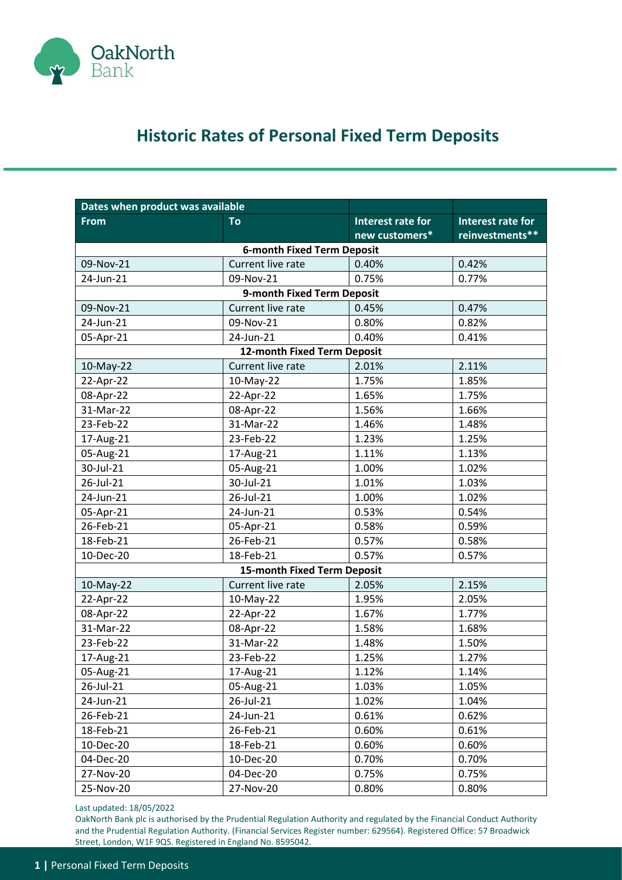# Historic Rates of Personal Fixed Term Deposits

| Dates when product was available | | | |
|---|---|---|---|
| **From** | **To** | **Interest rate for new customers*** | **Interest rate for reinvestments**** |
| **6-month Fixed Term Deposit** | | | |
| 09-Nov-21 | Current live rate | 0.40% | 0.42% |
| 24-Jun-21 | 09-Nov-21 | 0.75% | 0.77% |
| **9-month Fixed Term Deposit** | | | |
| 09-Nov-21 | Current live rate | 0.45% | 0.47% |
| 24-Jun-21 | 09-Nov-21 | 0.80% | 0.82% |
| 05-Apr-21 | 24-Jun-21 | 0.40% | 0.41% |
| **12-month Fixed Term Deposit** | | | |
| 10-May-22 | Current live rate | 2.01% | 2.11% |
| 22-Apr-22 | 10-May-22 | 1.75% | 1.85% |
| 08-Apr-22 | 22-Apr-22 | 1.65% | 1.75% |
| 31-Mar-22 | 08-Apr-22 | 1.56% | 1.66% |
| 23-Feb-22 | 31-Mar-22 | 1.46% | 1.48% |
| 17-Aug-21 | 23-Feb-22 | 1.23% | 1.25% |
| 05-Aug-21 | 17-Aug-21 | 1.11% | 1.13% |
| 30-Jul-21 | 05-Aug-21 | 1.00% | 1.02% |
| 26-Jul-21 | 30-Jul-21 | 1.01% | 1.03% |
| 24-Jun-21 | 26-Jul-21 | 1.00% | 1.02% |
| 05-Apr-21 | 24-Jun-21 | 0.53% | 0.54% |
| 26-Feb-21 | 05-Apr-21 | 0.58% | 0.59% |
| 18-Feb-21 | 26-Feb-21 | 0.57% | 0.58% |
| 10-Dec-20 | 18-Feb-21 | 0.57% | 0.57% |
| **15-month Fixed Term Deposit** | | | |
| 10-May-22 | Current live rate | 2.05% | 2.15% |
| 22-Apr-22 | 10-May-22 | 1.95% | 2.05% |
| 08-Apr-22 | 22-Apr-22 | 1.67% | 1.77% |
| 31-Mar-22 | 08-Apr-22 | 1.58% | 1.68% |
| 23-Feb-22 | 31-Mar-22 | 1.48% | 1.50% |
| 17-Aug-21 | 23-Feb-22 | 1.25% | 1.27% |
| 05-Aug-21 | 17-Aug-21 | 1.12% | 1.14% |
| 26-Jul-21 | 05-Aug-21 | 1.03% | 1.05% |
| 24-Jun-21 | 26-Jul-21 | 1.02% | 1.04% |
| 26-Feb-21 | 24-Jun-21 | 0.61% | 0.62% |
| 18-Feb-21 | 26-Feb-21 | 0.60% | 0.61% |
| 10-Dec-20 | 18-Feb-21 | 0.60% | 0.60% |
| 04-Dec-20 | 10-Dec-20 | 0.70% | 0.70% |
| 27-Nov-20 | 04-Dec-20 | 0.75% | 0.75% |
| 25-Nov-20 | 27-Nov-20 | 0.80% | 0.80% |

Last updated: 18/05/2022

OakNorth Bank plc is authorised by the Prudential Regulation Authority and regulated by the Financial Conduct Authority and the Prudential Regulation Authority. (Financial Services Register number: 629564). Registered Office: 57 Broadwick Street, London, W1F 9QS. Registered in England No. 8595042.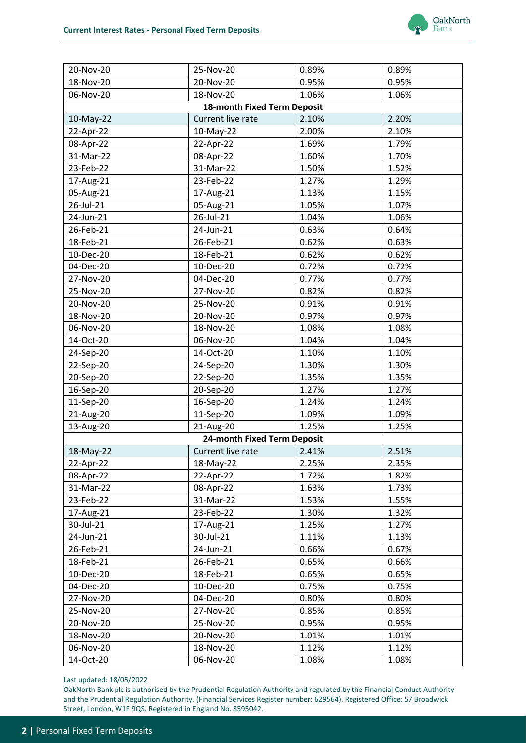| | | | |
|---|---|---|---|
| 20-Nov-20 | 25-Nov-20 | 0.89% | 0.89% |
| 18-Nov-20 | 20-Nov-20 | 0.95% | 0.95% |
| 06-Nov-20 | 18-Nov-20 | 1.06% | 1.06% |
| **18-month Fixed Term Deposit** | | | |
| 10-May-22 | Current live rate | 2.10% | 2.20% |
| 22-Apr-22 | 10-May-22 | 2.00% | 2.10% |
| 08-Apr-22 | 22-Apr-22 | 1.69% | 1.79% |
| 31-Mar-22 | 08-Apr-22 | 1.60% | 1.70% |
| 23-Feb-22 | 31-Mar-22 | 1.50% | 1.52% |
| 17-Aug-21 | 23-Feb-22 | 1.27% | 1.29% |
| 05-Aug-21 | 17-Aug-21 | 1.13% | 1.15% |
| 26-Jul-21 | 05-Aug-21 | 1.05% | 1.07% |
| 24-Jun-21 | 26-Jul-21 | 1.04% | 1.06% |
| 26-Feb-21 | 24-Jun-21 | 0.63% | 0.64% |
| 18-Feb-21 | 26-Feb-21 | 0.62% | 0.63% |
| 10-Dec-20 | 18-Feb-21 | 0.62% | 0.62% |
| 04-Dec-20 | 10-Dec-20 | 0.72% | 0.72% |
| 27-Nov-20 | 04-Dec-20 | 0.77% | 0.77% |
| 25-Nov-20 | 27-Nov-20 | 0.82% | 0.82% |
| 20-Nov-20 | 25-Nov-20 | 0.91% | 0.91% |
| 18-Nov-20 | 20-Nov-20 | 0.97% | 0.97% |
| 06-Nov-20 | 18-Nov-20 | 1.08% | 1.08% |
| 14-Oct-20 | 06-Nov-20 | 1.04% | 1.04% |
| 24-Sep-20 | 14-Oct-20 | 1.10% | 1.10% |
| 22-Sep-20 | 24-Sep-20 | 1.30% | 1.30% |
| 20-Sep-20 | 22-Sep-20 | 1.35% | 1.35% |
| 16-Sep-20 | 20-Sep-20 | 1.27% | 1.27% |
| 11-Sep-20 | 16-Sep-20 | 1.24% | 1.24% |
| 21-Aug-20 | 11-Sep-20 | 1.09% | 1.09% |
| 13-Aug-20 | 21-Aug-20 | 1.25% | 1.25% |
| **24-month Fixed Term Deposit** | | | |
| 18-May-22 | Current live rate | 2.41% | 2.51% |
| 22-Apr-22 | 18-May-22 | 2.25% | 2.35% |
| 08-Apr-22 | 22-Apr-22 | 1.72% | 1.82% |
| 31-Mar-22 | 08-Apr-22 | 1.63% | 1.73% |
| 23-Feb-22 | 31-Mar-22 | 1.53% | 1.55% |
| 17-Aug-21 | 23-Feb-22 | 1.30% | 1.32% |
| 30-Jul-21 | 17-Aug-21 | 1.25% | 1.27% |
| 24-Jun-21 | 30-Jul-21 | 1.11% | 1.13% |
| 26-Feb-21 | 24-Jun-21 | 0.66% | 0.67% |
| 18-Feb-21 | 26-Feb-21 | 0.65% | 0.66% |
| 10-Dec-20 | 18-Feb-21 | 0.65% | 0.65% |
| 04-Dec-20 | 10-Dec-20 | 0.75% | 0.75% |
| 27-Nov-20 | 04-Dec-20 | 0.80% | 0.80% |
| 25-Nov-20 | 27-Nov-20 | 0.85% | 0.85% |
| 20-Nov-20 | 25-Nov-20 | 0.95% | 0.95% |
| 18-Nov-20 | 20-Nov-20 | 1.01% | 1.01% |
| 06-Nov-20 | 18-Nov-20 | 1.12% | 1.12% |
| 14-Oct-20 | 06-Nov-20 | 1.08% | 1.08% |

Last updated: 18/05/2022

OakNorth Bank plc is authorised by the Prudential Regulation Authority and regulated by the Financial Conduct Authority and the Prudential Regulation Authority. (Financial Services Register number: 629564). Registered Office: 57 Broadwick Street, London, W1F 9QS. Registered in England No. 8595042.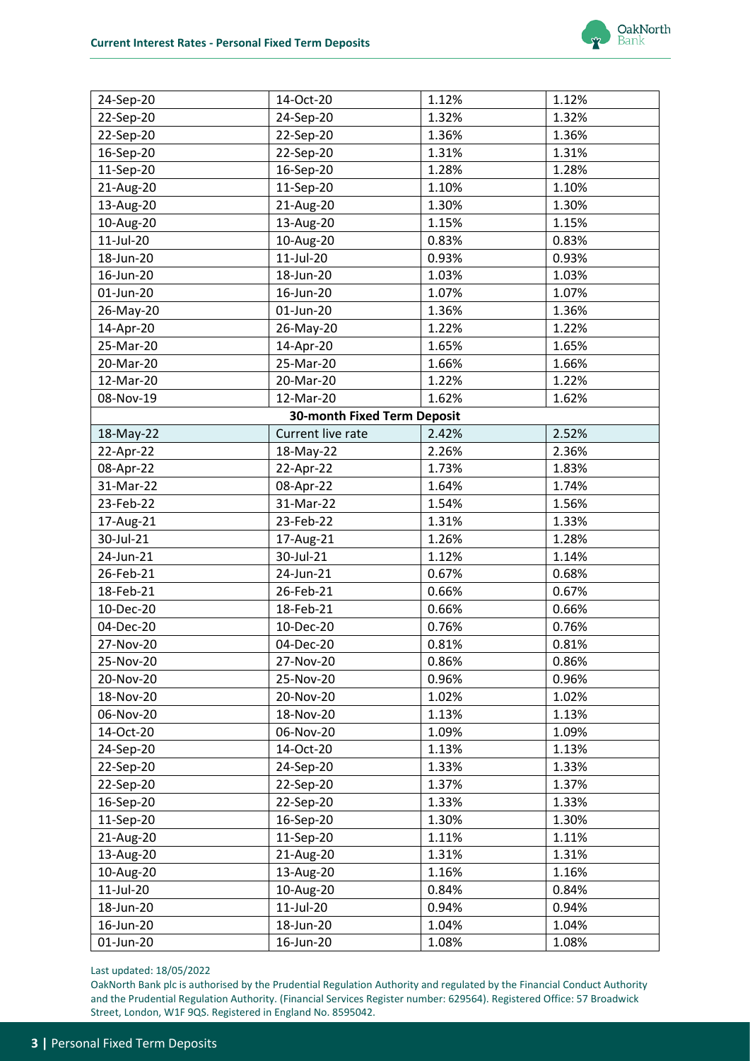| | | | |
|---|---|---|---|
| 24-Sep-20 | 14-Oct-20 | 1.12% | 1.12% |
| 22-Sep-20 | 24-Sep-20 | 1.32% | 1.32% |
| 22-Sep-20 | 22-Sep-20 | 1.36% | 1.36% |
| 16-Sep-20 | 22-Sep-20 | 1.31% | 1.31% |
| 11-Sep-20 | 16-Sep-20 | 1.28% | 1.28% |
| 21-Aug-20 | 11-Sep-20 | 1.10% | 1.10% |
| 13-Aug-20 | 21-Aug-20 | 1.30% | 1.30% |
| 10-Aug-20 | 13-Aug-20 | 1.15% | 1.15% |
| 11-Jul-20 | 10-Aug-20 | 0.83% | 0.83% |
| 18-Jun-20 | 11-Jul-20 | 0.93% | 0.93% |
| 16-Jun-20 | 18-Jun-20 | 1.03% | 1.03% |
| 01-Jun-20 | 16-Jun-20 | 1.07% | 1.07% |
| 26-May-20 | 01-Jun-20 | 1.36% | 1.36% |
| 14-Apr-20 | 26-May-20 | 1.22% | 1.22% |
| 25-Mar-20 | 14-Apr-20 | 1.65% | 1.65% |
| 20-Mar-20 | 25-Mar-20 | 1.66% | 1.66% |
| 12-Mar-20 | 20-Mar-20 | 1.22% | 1.22% |
| 08-Nov-19 | 12-Mar-20 | 1.62% | 1.62% |
| **30-month Fixed Term Deposit** | | | |
| 18-May-22 | Current live rate | 2.42% | 2.52% |
| 22-Apr-22 | 18-May-22 | 2.26% | 2.36% |
| 08-Apr-22 | 22-Apr-22 | 1.73% | 1.83% |
| 31-Mar-22 | 08-Apr-22 | 1.64% | 1.74% |
| 23-Feb-22 | 31-Mar-22 | 1.54% | 1.56% |
| 17-Aug-21 | 23-Feb-22 | 1.31% | 1.33% |
| 30-Jul-21 | 17-Aug-21 | 1.26% | 1.28% |
| 24-Jun-21 | 30-Jul-21 | 1.12% | 1.14% |
| 26-Feb-21 | 24-Jun-21 | 0.67% | 0.68% |
| 18-Feb-21 | 26-Feb-21 | 0.66% | 0.67% |
| 10-Dec-20 | 18-Feb-21 | 0.66% | 0.66% |
| 04-Dec-20 | 10-Dec-20 | 0.76% | 0.76% |
| 27-Nov-20 | 04-Dec-20 | 0.81% | 0.81% |
| 25-Nov-20 | 27-Nov-20 | 0.86% | 0.86% |
| 20-Nov-20 | 25-Nov-20 | 0.96% | 0.96% |
| 18-Nov-20 | 20-Nov-20 | 1.02% | 1.02% |
| 06-Nov-20 | 18-Nov-20 | 1.13% | 1.13% |
| 14-Oct-20 | 06-Nov-20 | 1.09% | 1.09% |
| 24-Sep-20 | 14-Oct-20 | 1.13% | 1.13% |
| 22-Sep-20 | 24-Sep-20 | 1.33% | 1.33% |
| 22-Sep-20 | 22-Sep-20 | 1.37% | 1.37% |
| 16-Sep-20 | 22-Sep-20 | 1.33% | 1.33% |
| 11-Sep-20 | 16-Sep-20 | 1.30% | 1.30% |
| 21-Aug-20 | 11-Sep-20 | 1.11% | 1.11% |
| 13-Aug-20 | 21-Aug-20 | 1.31% | 1.31% |
| 10-Aug-20 | 13-Aug-20 | 1.16% | 1.16% |
| 11-Jul-20 | 10-Aug-20 | 0.84% | 0.84% |
| 18-Jun-20 | 11-Jul-20 | 0.94% | 0.94% |
| 16-Jun-20 | 18-Jun-20 | 1.04% | 1.04% |
| 01-Jun-20 | 16-Jun-20 | 1.08% | 1.08% |

Last updated: 18/05/2022

OakNorth Bank plc is authorised by the Prudential Regulation Authority and regulated by the Financial Conduct Authority and the Prudential Regulation Authority. (Financial Services Register number: 629564). Registered Office: 57 Broadwick Street, London, W1F 9QS. Registered in England No. 8595042.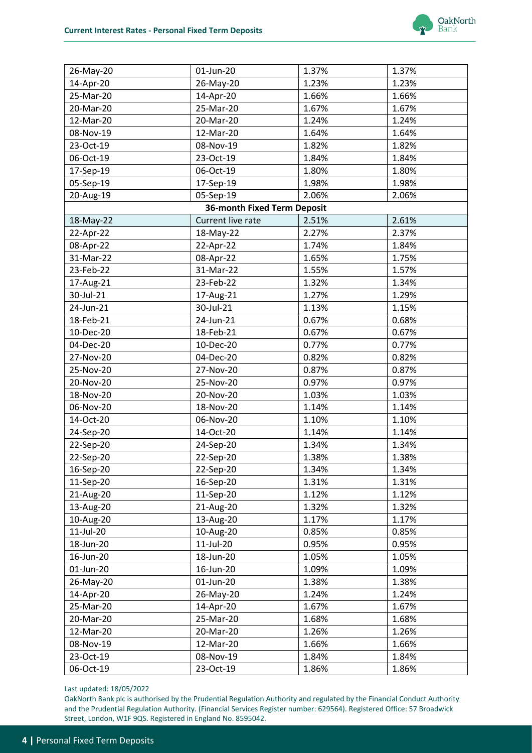| | | | |
|---|---|---|---|
| 26-May-20 | 01-Jun-20 | 1.37% | 1.37% |
| 14-Apr-20 | 26-May-20 | 1.23% | 1.23% |
| 25-Mar-20 | 14-Apr-20 | 1.66% | 1.66% |
| 20-Mar-20 | 25-Mar-20 | 1.67% | 1.67% |
| 12-Mar-20 | 20-Mar-20 | 1.24% | 1.24% |
| 08-Nov-19 | 12-Mar-20 | 1.64% | 1.64% |
| 23-Oct-19 | 08-Nov-19 | 1.82% | 1.82% |
| 06-Oct-19 | 23-Oct-19 | 1.84% | 1.84% |
| 17-Sep-19 | 06-Oct-19 | 1.80% | 1.80% |
| 05-Sep-19 | 17-Sep-19 | 1.98% | 1.98% |
| 20-Aug-19 | 05-Sep-19 | 2.06% | 2.06% |
| **36-month Fixed Term Deposit** | | | |
| 18-May-22 | Current live rate | 2.51% | 2.61% |
| 22-Apr-22 | 18-May-22 | 2.27% | 2.37% |
| 08-Apr-22 | 22-Apr-22 | 1.74% | 1.84% |
| 31-Mar-22 | 08-Apr-22 | 1.65% | 1.75% |
| 23-Feb-22 | 31-Mar-22 | 1.55% | 1.57% |
| 17-Aug-21 | 23-Feb-22 | 1.32% | 1.34% |
| 30-Jul-21 | 17-Aug-21 | 1.27% | 1.29% |
| 24-Jun-21 | 30-Jul-21 | 1.13% | 1.15% |
| 18-Feb-21 | 24-Jun-21 | 0.67% | 0.68% |
| 10-Dec-20 | 18-Feb-21 | 0.67% | 0.67% |
| 04-Dec-20 | 10-Dec-20 | 0.77% | 0.77% |
| 27-Nov-20 | 04-Dec-20 | 0.82% | 0.82% |
| 25-Nov-20 | 27-Nov-20 | 0.87% | 0.87% |
| 20-Nov-20 | 25-Nov-20 | 0.97% | 0.97% |
| 18-Nov-20 | 20-Nov-20 | 1.03% | 1.03% |
| 06-Nov-20 | 18-Nov-20 | 1.14% | 1.14% |
| 14-Oct-20 | 06-Nov-20 | 1.10% | 1.10% |
| 24-Sep-20 | 14-Oct-20 | 1.14% | 1.14% |
| 22-Sep-20 | 24-Sep-20 | 1.34% | 1.34% |
| 22-Sep-20 | 22-Sep-20 | 1.38% | 1.38% |
| 16-Sep-20 | 22-Sep-20 | 1.34% | 1.34% |
| 11-Sep-20 | 16-Sep-20 | 1.31% | 1.31% |
| 21-Aug-20 | 11-Sep-20 | 1.12% | 1.12% |
| 13-Aug-20 | 21-Aug-20 | 1.32% | 1.32% |
| 10-Aug-20 | 13-Aug-20 | 1.17% | 1.17% |
| 11-Jul-20 | 10-Aug-20 | 0.85% | 0.85% |
| 18-Jun-20 | 11-Jul-20 | 0.95% | 0.95% |
| 16-Jun-20 | 18-Jun-20 | 1.05% | 1.05% |
| 01-Jun-20 | 16-Jun-20 | 1.09% | 1.09% |
| 26-May-20 | 01-Jun-20 | 1.38% | 1.38% |
| 14-Apr-20 | 26-May-20 | 1.24% | 1.24% |
| 25-Mar-20 | 14-Apr-20 | 1.67% | 1.67% |
| 20-Mar-20 | 25-Mar-20 | 1.68% | 1.68% |
| 12-Mar-20 | 20-Mar-20 | 1.26% | 1.26% |
| 08-Nov-19 | 12-Mar-20 | 1.66% | 1.66% |
| 23-Oct-19 | 08-Nov-19 | 1.84% | 1.84% |
| 06-Oct-19 | 23-Oct-19 | 1.86% | 1.86% |

Last updated: 18/05/2022

OakNorth Bank plc is authorised by the Prudential Regulation Authority and regulated by the Financial Conduct Authority and the Prudential Regulation Authority. (Financial Services Register number: 629564). Registered Office: 57 Broadwick Street, London, W1F 9QS. Registered in England No. 8595042.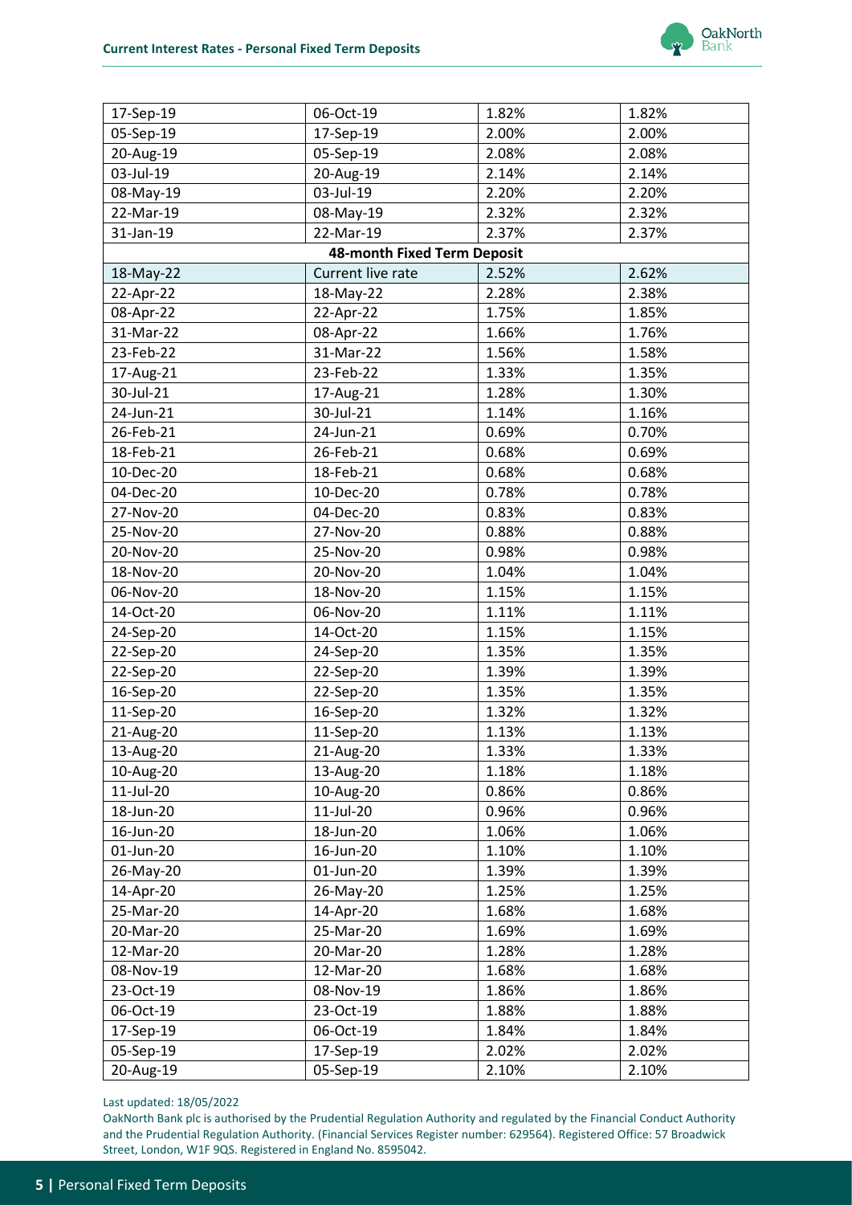| | | | |
|---|---|---|---|
| 17-Sep-19 | 06-Oct-19 | 1.82% | 1.82% |
| 05-Sep-19 | 17-Sep-19 | 2.00% | 2.00% |
| 20-Aug-19 | 05-Sep-19 | 2.08% | 2.08% |
| 03-Jul-19 | 20-Aug-19 | 2.14% | 2.14% |
| 08-May-19 | 03-Jul-19 | 2.20% | 2.20% |
| 22-Mar-19 | 08-May-19 | 2.32% | 2.32% |
| 31-Jan-19 | 22-Mar-19 | 2.37% | 2.37% |
| **48-month Fixed Term Deposit** | | | |
| 18-May-22 | Current live rate | 2.52% | 2.62% |
| 22-Apr-22 | 18-May-22 | 2.28% | 2.38% |
| 08-Apr-22 | 22-Apr-22 | 1.75% | 1.85% |
| 31-Mar-22 | 08-Apr-22 | 1.66% | 1.76% |
| 23-Feb-22 | 31-Mar-22 | 1.56% | 1.58% |
| 17-Aug-21 | 23-Feb-22 | 1.33% | 1.35% |
| 30-Jul-21 | 17-Aug-21 | 1.28% | 1.30% |
| 24-Jun-21 | 30-Jul-21 | 1.14% | 1.16% |
| 26-Feb-21 | 24-Jun-21 | 0.69% | 0.70% |
| 18-Feb-21 | 26-Feb-21 | 0.68% | 0.69% |
| 10-Dec-20 | 18-Feb-21 | 0.68% | 0.68% |
| 04-Dec-20 | 10-Dec-20 | 0.78% | 0.78% |
| 27-Nov-20 | 04-Dec-20 | 0.83% | 0.83% |
| 25-Nov-20 | 27-Nov-20 | 0.88% | 0.88% |
| 20-Nov-20 | 25-Nov-20 | 0.98% | 0.98% |
| 18-Nov-20 | 20-Nov-20 | 1.04% | 1.04% |
| 06-Nov-20 | 18-Nov-20 | 1.15% | 1.15% |
| 14-Oct-20 | 06-Nov-20 | 1.11% | 1.11% |
| 24-Sep-20 | 14-Oct-20 | 1.15% | 1.15% |
| 22-Sep-20 | 24-Sep-20 | 1.35% | 1.35% |
| 22-Sep-20 | 22-Sep-20 | 1.39% | 1.39% |
| 16-Sep-20 | 22-Sep-20 | 1.35% | 1.35% |
| 11-Sep-20 | 16-Sep-20 | 1.32% | 1.32% |
| 21-Aug-20 | 11-Sep-20 | 1.13% | 1.13% |
| 13-Aug-20 | 21-Aug-20 | 1.33% | 1.33% |
| 10-Aug-20 | 13-Aug-20 | 1.18% | 1.18% |
| 11-Jul-20 | 10-Aug-20 | 0.86% | 0.86% |
| 18-Jun-20 | 11-Jul-20 | 0.96% | 0.96% |
| 16-Jun-20 | 18-Jun-20 | 1.06% | 1.06% |
| 01-Jun-20 | 16-Jun-20 | 1.10% | 1.10% |
| 26-May-20 | 01-Jun-20 | 1.39% | 1.39% |
| 14-Apr-20 | 26-May-20 | 1.25% | 1.25% |
| 25-Mar-20 | 14-Apr-20 | 1.68% | 1.68% |
| 20-Mar-20 | 25-Mar-20 | 1.69% | 1.69% |
| 12-Mar-20 | 20-Mar-20 | 1.28% | 1.28% |
| 08-Nov-19 | 12-Mar-20 | 1.68% | 1.68% |
| 23-Oct-19 | 08-Nov-19 | 1.86% | 1.86% |
| 06-Oct-19 | 23-Oct-19 | 1.88% | 1.88% |
| 17-Sep-19 | 06-Oct-19 | 1.84% | 1.84% |
| 05-Sep-19 | 17-Sep-19 | 2.02% | 2.02% |
| 20-Aug-19 | 05-Sep-19 | 2.10% | 2.10% |

Last updated: 18/05/2022

OakNorth Bank plc is authorised by the Prudential Regulation Authority and regulated by the Financial Conduct Authority and the Prudential Regulation Authority. (Financial Services Register number: 629564). Registered Office: 57 Broadwick Street, London, W1F 9QS. Registered in England No. 8595042.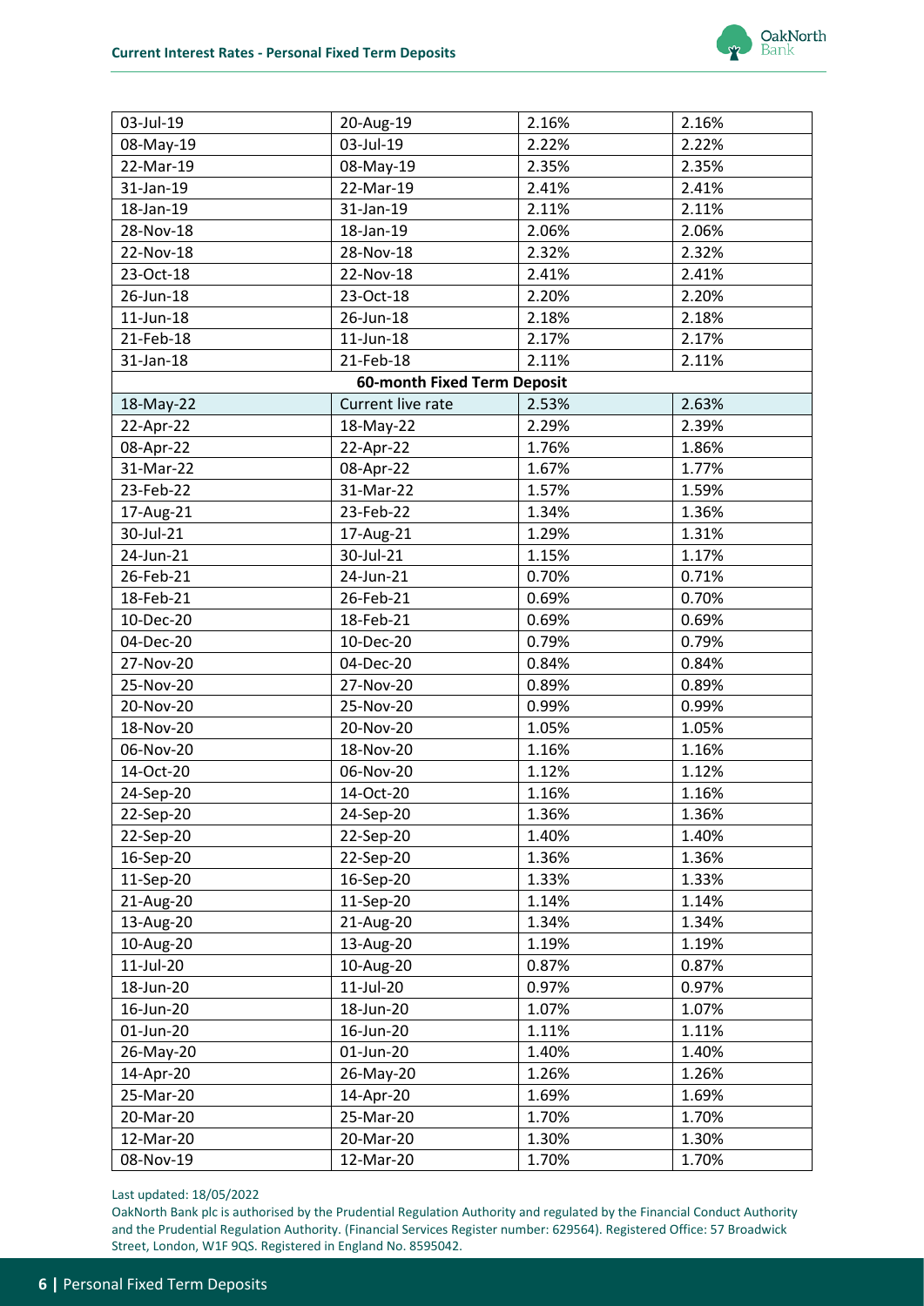| | | | |
|---|---|---|---|
| 03-Jul-19 | 20-Aug-19 | 2.16% | 2.16% |
| 08-May-19 | 03-Jul-19 | 2.22% | 2.22% |
| 22-Mar-19 | 08-May-19 | 2.35% | 2.35% |
| 31-Jan-19 | 22-Mar-19 | 2.41% | 2.41% |
| 18-Jan-19 | 31-Jan-19 | 2.11% | 2.11% |
| 28-Nov-18 | 18-Jan-19 | 2.06% | 2.06% |
| 22-Nov-18 | 28-Nov-18 | 2.32% | 2.32% |
| 23-Oct-18 | 22-Nov-18 | 2.41% | 2.41% |
| 26-Jun-18 | 23-Oct-18 | 2.20% | 2.20% |
| 11-Jun-18 | 26-Jun-18 | 2.18% | 2.18% |
| 21-Feb-18 | 11-Jun-18 | 2.17% | 2.17% |
| 31-Jan-18 | 21-Feb-18 | 2.11% | 2.11% |
| **60-month Fixed Term Deposit** | | | |
| 18-May-22 | Current live rate | 2.53% | 2.63% |
| 22-Apr-22 | 18-May-22 | 2.29% | 2.39% |
| 08-Apr-22 | 22-Apr-22 | 1.76% | 1.86% |
| 31-Mar-22 | 08-Apr-22 | 1.67% | 1.77% |
| 23-Feb-22 | 31-Mar-22 | 1.57% | 1.59% |
| 17-Aug-21 | 23-Feb-22 | 1.34% | 1.36% |
| 30-Jul-21 | 17-Aug-21 | 1.29% | 1.31% |
| 24-Jun-21 | 30-Jul-21 | 1.15% | 1.17% |
| 26-Feb-21 | 24-Jun-21 | 0.70% | 0.71% |
| 18-Feb-21 | 26-Feb-21 | 0.69% | 0.70% |
| 10-Dec-20 | 18-Feb-21 | 0.69% | 0.69% |
| 04-Dec-20 | 10-Dec-20 | 0.79% | 0.79% |
| 27-Nov-20 | 04-Dec-20 | 0.84% | 0.84% |
| 25-Nov-20 | 27-Nov-20 | 0.89% | 0.89% |
| 20-Nov-20 | 25-Nov-20 | 0.99% | 0.99% |
| 18-Nov-20 | 20-Nov-20 | 1.05% | 1.05% |
| 06-Nov-20 | 18-Nov-20 | 1.16% | 1.16% |
| 14-Oct-20 | 06-Nov-20 | 1.12% | 1.12% |
| 24-Sep-20 | 14-Oct-20 | 1.16% | 1.16% |
| 22-Sep-20 | 24-Sep-20 | 1.36% | 1.36% |
| 22-Sep-20 | 22-Sep-20 | 1.40% | 1.40% |
| 16-Sep-20 | 22-Sep-20 | 1.36% | 1.36% |
| 11-Sep-20 | 16-Sep-20 | 1.33% | 1.33% |
| 21-Aug-20 | 11-Sep-20 | 1.14% | 1.14% |
| 13-Aug-20 | 21-Aug-20 | 1.34% | 1.34% |
| 10-Aug-20 | 13-Aug-20 | 1.19% | 1.19% |
| 11-Jul-20 | 10-Aug-20 | 0.87% | 0.87% |
| 18-Jun-20 | 11-Jul-20 | 0.97% | 0.97% |
| 16-Jun-20 | 18-Jun-20 | 1.07% | 1.07% |
| 01-Jun-20 | 16-Jun-20 | 1.11% | 1.11% |
| 26-May-20 | 01-Jun-20 | 1.40% | 1.40% |
| 14-Apr-20 | 26-May-20 | 1.26% | 1.26% |
| 25-Mar-20 | 14-Apr-20 | 1.69% | 1.69% |
| 20-Mar-20 | 25-Mar-20 | 1.70% | 1.70% |
| 12-Mar-20 | 20-Mar-20 | 1.30% | 1.30% |
| 08-Nov-19 | 12-Mar-20 | 1.70% | 1.70% |

Last updated: 18/05/2022

OakNorth Bank plc is authorised by the Prudential Regulation Authority and regulated by the Financial Conduct Authority and the Prudential Regulation Authority. (Financial Services Register number: 629564). Registered Office: 57 Broadwick Street, London, W1F 9QS. Registered in England No. 8595042.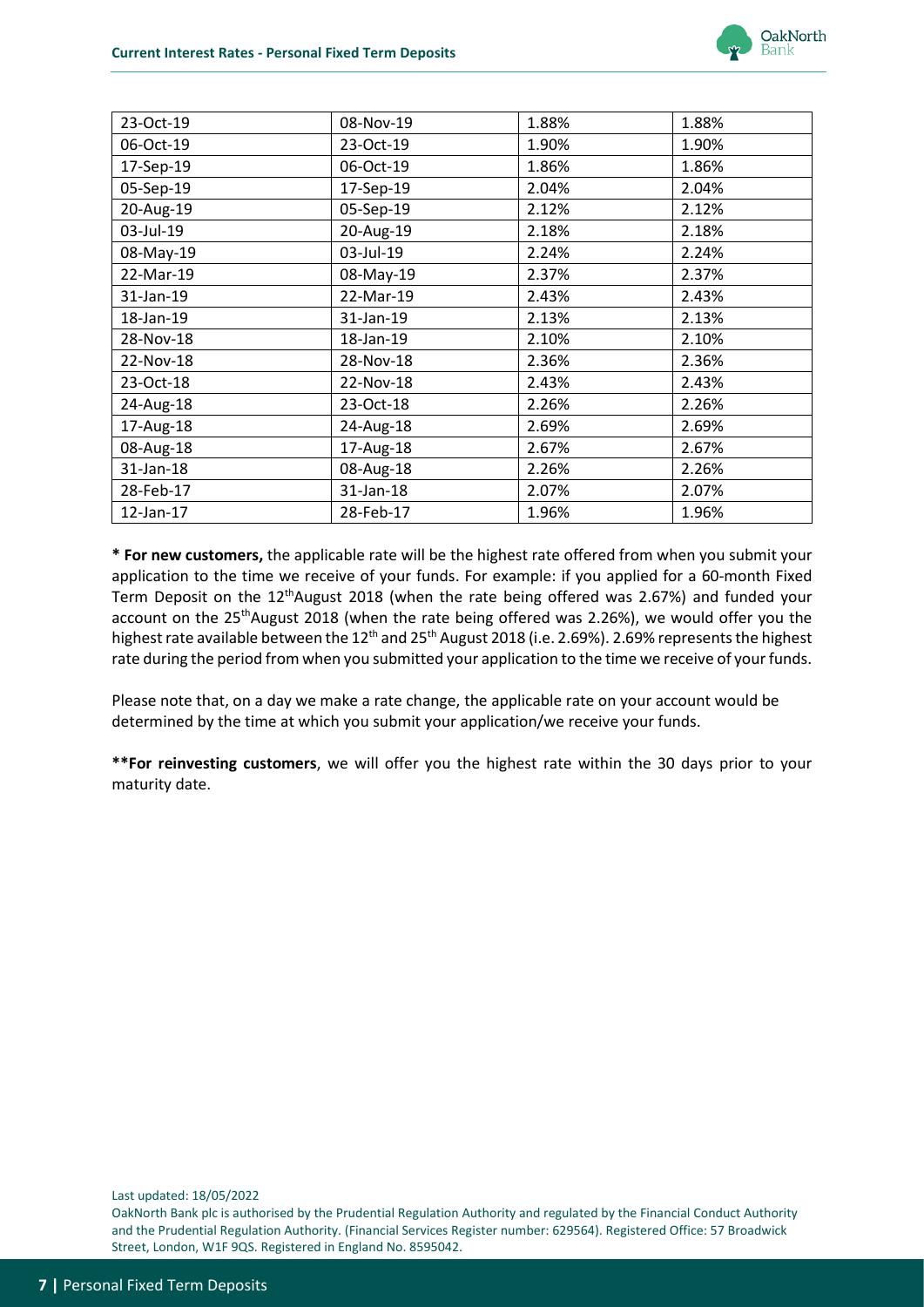| | | | |
|---|---|---|---|
| 23-Oct-19 | 08-Nov-19 | 1.88% | 1.88% |
| 06-Oct-19 | 23-Oct-19 | 1.90% | 1.90% |
| 17-Sep-19 | 06-Oct-19 | 1.86% | 1.86% |
| 05-Sep-19 | 17-Sep-19 | 2.04% | 2.04% |
| 20-Aug-19 | 05-Sep-19 | 2.12% | 2.12% |
| 03-Jul-19 | 20-Aug-19 | 2.18% | 2.18% |
| 08-May-19 | 03-Jul-19 | 2.24% | 2.24% |
| 22-Mar-19 | 08-May-19 | 2.37% | 2.37% |
| 31-Jan-19 | 22-Mar-19 | 2.43% | 2.43% |
| 18-Jan-19 | 31-Jan-19 | 2.13% | 2.13% |
| 28-Nov-18 | 18-Jan-19 | 2.10% | 2.10% |
| 22-Nov-18 | 28-Nov-18 | 2.36% | 2.36% |
| 23-Oct-18 | 22-Nov-18 | 2.43% | 2.43% |
| 24-Aug-18 | 23-Oct-18 | 2.26% | 2.26% |
| 17-Aug-18 | 24-Aug-18 | 2.69% | 2.69% |
| 08-Aug-18 | 17-Aug-18 | 2.67% | 2.67% |
| 31-Jan-18 | 08-Aug-18 | 2.26% | 2.26% |
| 28-Feb-17 | 31-Jan-18 | 2.07% | 2.07% |
| 12-Jan-17 | 28-Feb-17 | 1.96% | 1.96% |

**\* For new customers,** the applicable rate will be the highest rate offered from when you submit your application to the time we receive of your funds. For example: if you applied for a 60-month Fixed Term Deposit on the 12th August 2018 (when the rate being offered was 2.67%) and funded your account on the 25th August 2018 (when the rate being offered was 2.26%), we would offer you the highest rate available between the 12th and 25th August 2018 (i.e. 2.69%). 2.69% represents the highest rate during the period from when you submitted your application to the time we receive of your funds.

Please note that, on a day we make a rate change, the applicable rate on your account would be determined by the time at which you submit your application/we receive your funds.

**\*\*For reinvesting customers**, we will offer you the highest rate within the 30 days prior to your maturity date.

Last updated: 18/05/2022

OakNorth Bank plc is authorised by the Prudential Regulation Authority and regulated by the Financial Conduct Authority and the Prudential Regulation Authority. (Financial Services Register number: 629564). Registered Office: 57 Broadwick Street, London, W1F 9QS. Registered in England No. 8595042.